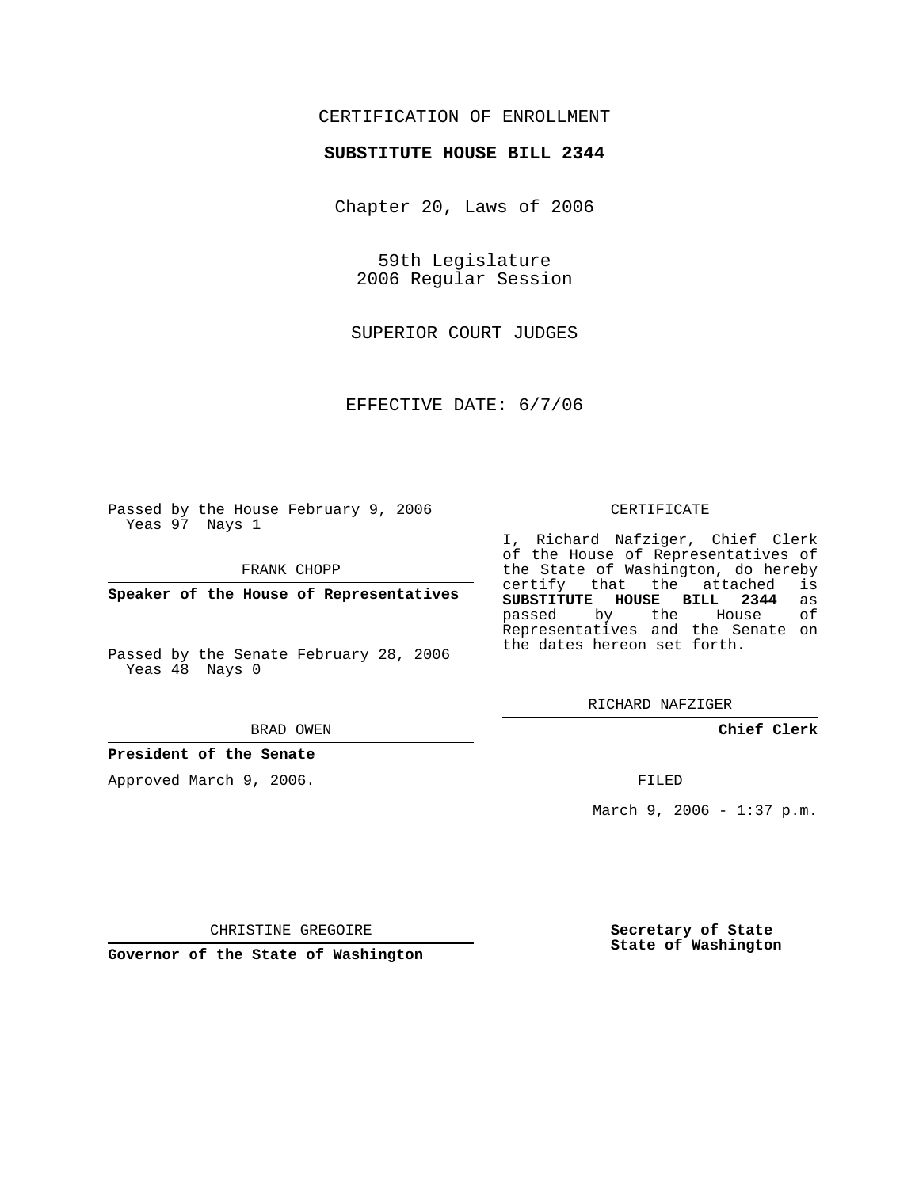CERTIFICATION OF ENROLLMENT

**SUBSTITUTE HOUSE BILL 2344**

Chapter 20, Laws of 2006

59th Legislature
2006 Regular Session

SUPERIOR COURT JUDGES

EFFECTIVE DATE: 6/7/06

Passed by the House February 9, 2006
Yeas 97 Nays 1

FRANK CHOPP

**Speaker of the House of Representatives**

Passed by the Senate February 28, 2006
Yeas 48 Nays 0

BRAD OWEN

**President of the Senate**

Approved March 9, 2006.

CHRISTINE GREGOIRE

**Governor of the State of Washington**

CERTIFICATE

I, Richard Nafziger, Chief Clerk of the House of Representatives of the State of Washington, do hereby certify that the attached is **SUBSTITUTE HOUSE BILL 2344** as passed by the House of Representatives and the Senate on the dates hereon set forth.

RICHARD NAFZIGER

**Chief Clerk**

FILED

March 9, 2006 - 1:37 p.m.

**Secretary of State**
**State of Washington**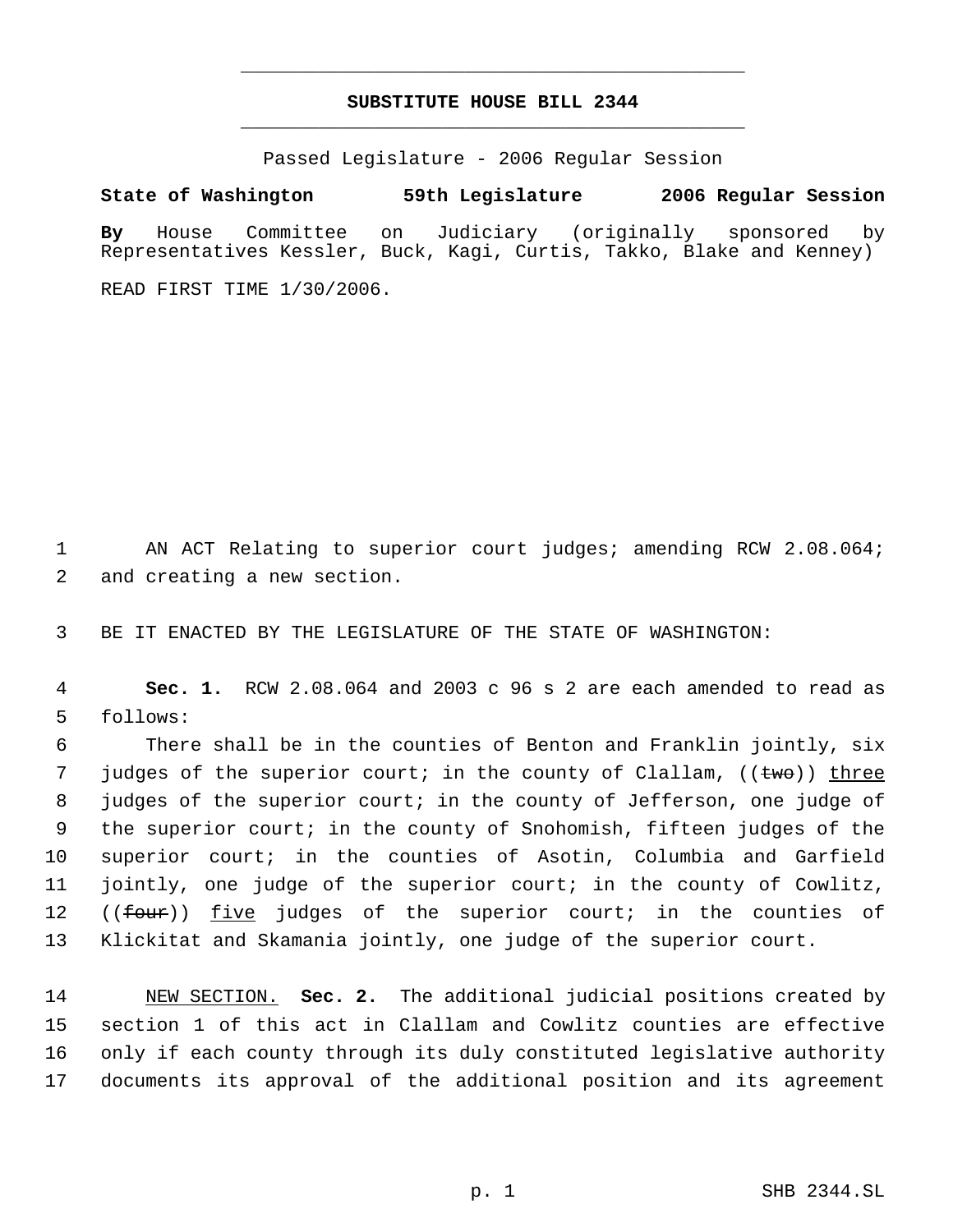# SUBSTITUTE HOUSE BILL 2344

Passed Legislature - 2006 Regular Session

**State of Washington 59th Legislature 2006 Regular Session**

**By** House Committee on Judiciary (originally sponsored by Representatives Kessler, Buck, Kagi, Curtis, Takko, Blake and Kenney)

READ FIRST TIME 1/30/2006.

AN ACT Relating to superior court judges; amending RCW 2.08.064; and creating a new section.

BE IT ENACTED BY THE LEGISLATURE OF THE STATE OF WASHINGTON:

**Sec. 1.** RCW 2.08.064 and 2003 c 96 s 2 are each amended to read as follows:

There shall be in the counties of Benton and Franklin jointly, six judges of the superior court; in the county of Clallam, ((~~two~~)) <u>three</u> judges of the superior court; in the county of Jefferson, one judge of the superior court; in the county of Snohomish, fifteen judges of the superior court; in the counties of Asotin, Columbia and Garfield jointly, one judge of the superior court; in the county of Cowlitz, ((~~four~~)) <u>five</u> judges of the superior court; in the counties of Klickitat and Skamania jointly, one judge of the superior court.

<u>NEW SECTION.</u> **Sec. 2.** The additional judicial positions created by section 1 of this act in Clallam and Cowlitz counties are effective only if each county through its duly constituted legislative authority documents its approval of the additional position and its agreement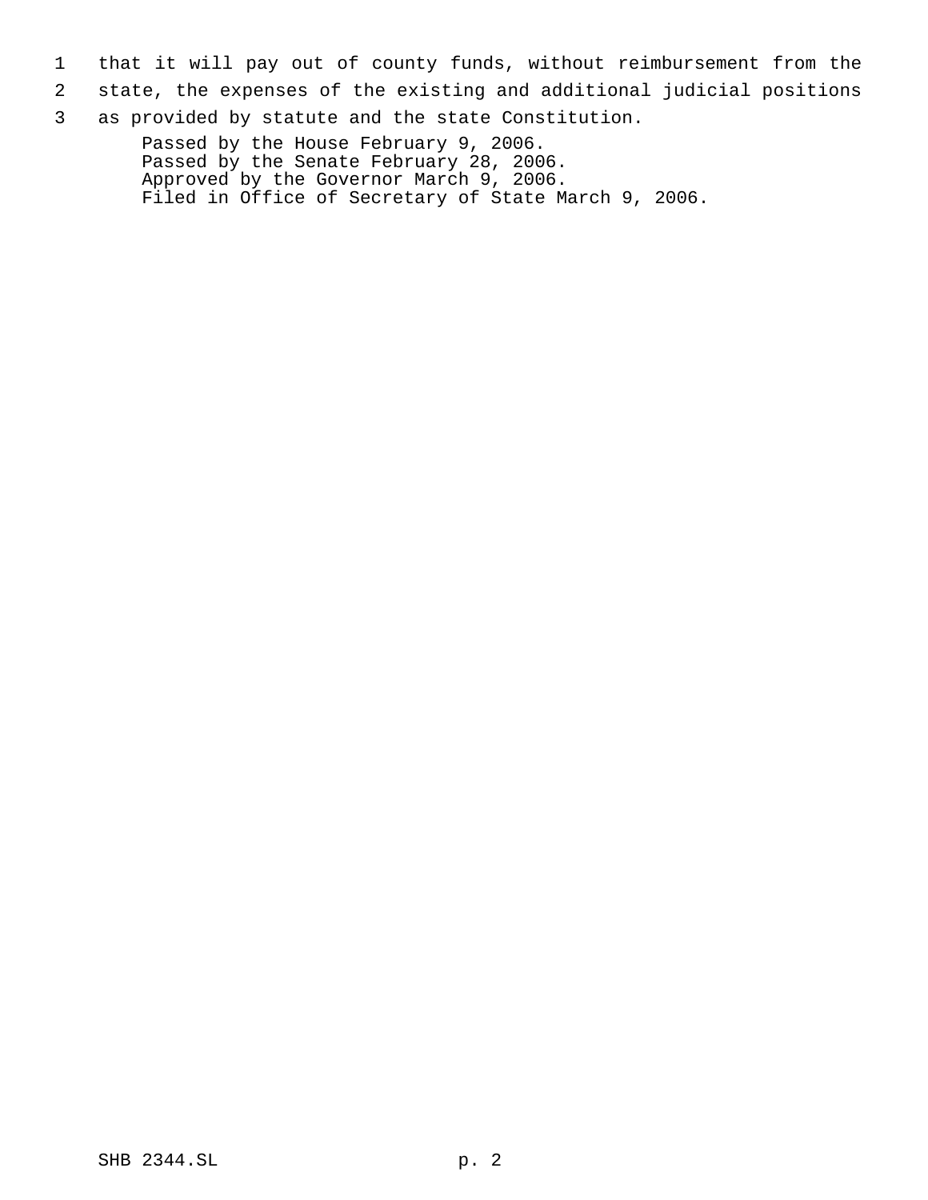that it will pay out of county funds, without reimbursement from the state, the expenses of the existing and additional judicial positions as provided by statute and the state Constitution.

Passed by the House February 9, 2006.
Passed by the Senate February 28, 2006.
Approved by the Governor March 9, 2006.
Filed in Office of Secretary of State March 9, 2006.